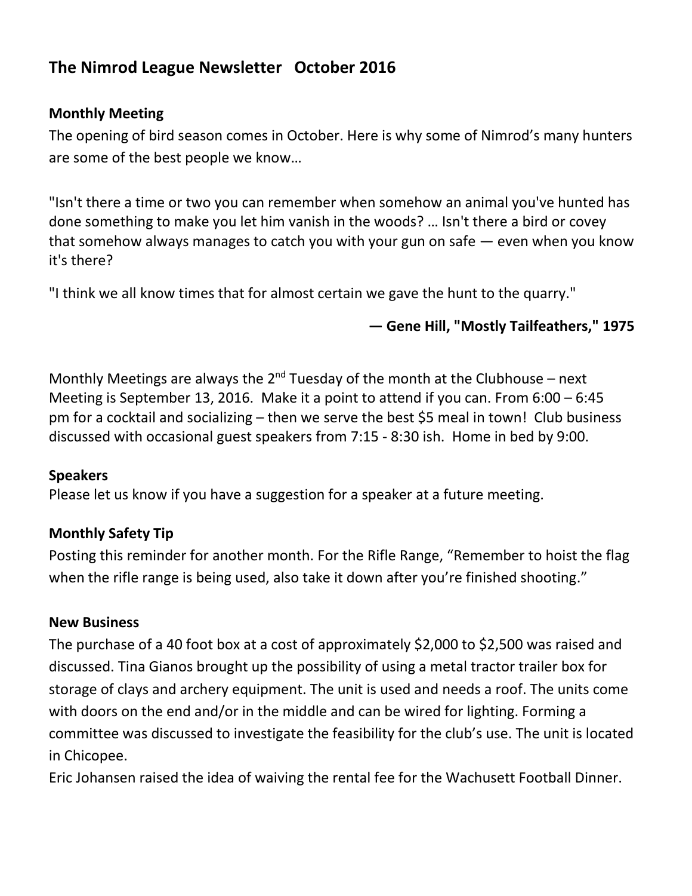## The Nimrod League Newsletter October 2016

### Monthly Meeting

The opening of bird season comes in October. Here is why some of Nimrod's many hunters are some of the best people we know…

"Isn't there a time or two you can remember when somehow an animal you've hunted has done something to make you let him vanish in the woods? … Isn't there a bird or covey that somehow always manages to catch you with your gun on safe — even when you know it's there?

"I think we all know times that for almost certain we gave the hunt to the quarry."

**— Gene Hill, "Mostly Tailfeathers," 1975**

Monthly Meetings are always the 2nd Tuesday of the month at the Clubhouse – next Meeting is September 13, 2016. Make it a point to attend if you can. From 6:00 – 6:45 pm for a cocktail and socializing – then we serve the best $5 meal in town! Club business discussed with occasional guest speakers from 7:15 - 8:30 ish. Home in bed by 9:00.

### Speakers

Please let us know if you have a suggestion for a speaker at a future meeting.

### Monthly Safety Tip

Posting this reminder for another month. For the Rifle Range, "Remember to hoist the flag when the rifle range is being used, also take it down after you're finished shooting."

### New Business

The purchase of a 40 foot box at a cost of approximately $2,000 to $2,500 was raised and discussed. Tina Gianos brought up the possibility of using a metal tractor trailer box for storage of clays and archery equipment. The unit is used and needs a roof. The units come with doors on the end and/or in the middle and can be wired for lighting. Forming a committee was discussed to investigate the feasibility for the club's use. The unit is located in Chicopee.

Eric Johansen raised the idea of waiving the rental fee for the Wachusett Football Dinner.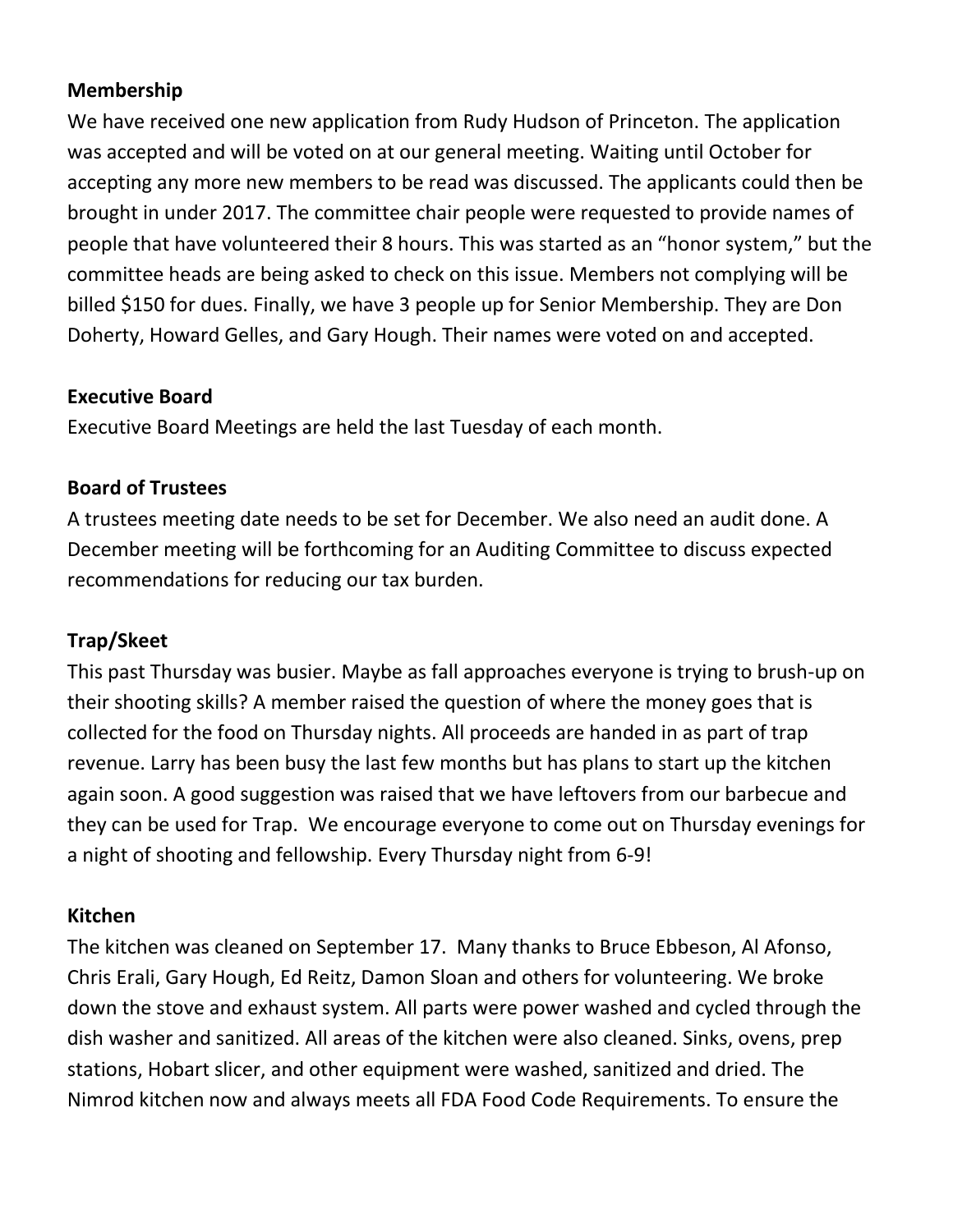**Membership**

We have received one new application from Rudy Hudson of Princeton. The application was accepted and will be voted on at our general meeting. Waiting until October for accepting any more new members to be read was discussed. The applicants could then be brought in under 2017. The committee chair people were requested to provide names of people that have volunteered their 8 hours. This was started as an "honor system," but the committee heads are being asked to check on this issue. Members not complying will be billed $150 for dues. Finally, we have 3 people up for Senior Membership. They are Don Doherty, Howard Gelles, and Gary Hough. Their names were voted on and accepted.

**Executive Board**

Executive Board Meetings are held the last Tuesday of each month.

**Board of Trustees**

A trustees meeting date needs to be set for December. We also need an audit done. A December meeting will be forthcoming for an Auditing Committee to discuss expected recommendations for reducing our tax burden.

**Trap/Skeet**

This past Thursday was busier. Maybe as fall approaches everyone is trying to brush-up on their shooting skills? A member raised the question of where the money goes that is collected for the food on Thursday nights. All proceeds are handed in as part of trap revenue. Larry has been busy the last few months but has plans to start up the kitchen again soon. A good suggestion was raised that we have leftovers from our barbecue and they can be used for Trap. We encourage everyone to come out on Thursday evenings for a night of shooting and fellowship. Every Thursday night from 6-9!

**Kitchen**

The kitchen was cleaned on September 17. Many thanks to Bruce Ebbeson, Al Afonso, Chris Erali, Gary Hough, Ed Reitz, Damon Sloan and others for volunteering. We broke down the stove and exhaust system. All parts were power washed and cycled through the dish washer and sanitized. All areas of the kitchen were also cleaned. Sinks, ovens, prep stations, Hobart slicer, and other equipment were washed, sanitized and dried. The Nimrod kitchen now and always meets all FDA Food Code Requirements. To ensure the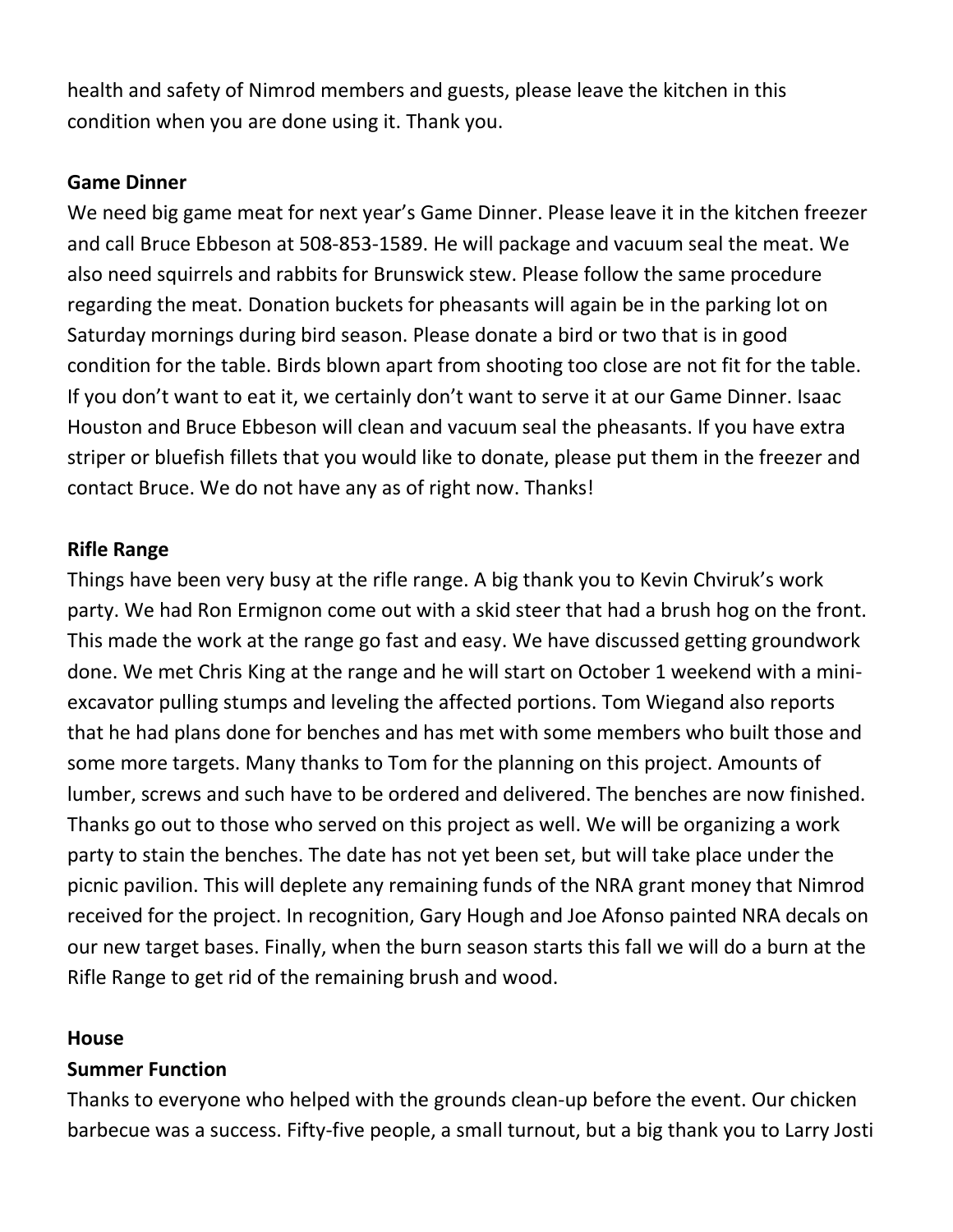health and safety of Nimrod members and guests, please leave the kitchen in this condition when you are done using it. Thank you.

**Game Dinner**

We need big game meat for next year's Game Dinner. Please leave it in the kitchen freezer and call Bruce Ebbeson at 508-853-1589. He will package and vacuum seal the meat. We also need squirrels and rabbits for Brunswick stew. Please follow the same procedure regarding the meat. Donation buckets for pheasants will again be in the parking lot on Saturday mornings during bird season. Please donate a bird or two that is in good condition for the table. Birds blown apart from shooting too close are not fit for the table. If you don't want to eat it, we certainly don't want to serve it at our Game Dinner. Isaac Houston and Bruce Ebbeson will clean and vacuum seal the pheasants. If you have extra striper or bluefish fillets that you would like to donate, please put them in the freezer and contact Bruce. We do not have any as of right now. Thanks!

**Rifle Range**

Things have been very busy at the rifle range. A big thank you to Kevin Chviruk's work party. We had Ron Ermignon come out with a skid steer that had a brush hog on the front. This made the work at the range go fast and easy. We have discussed getting groundwork done. We met Chris King at the range and he will start on October 1 weekend with a mini-excavator pulling stumps and leveling the affected portions. Tom Wiegand also reports that he had plans done for benches and has met with some members who built those and some more targets. Many thanks to Tom for the planning on this project. Amounts of lumber, screws and such have to be ordered and delivered. The benches are now finished. Thanks go out to those who served on this project as well. We will be organizing a work party to stain the benches. The date has not yet been set, but will take place under the picnic pavilion. This will deplete any remaining funds of the NRA grant money that Nimrod received for the project. In recognition, Gary Hough and Joe Afonso painted NRA decals on our new target bases. Finally, when the burn season starts this fall we will do a burn at the Rifle Range to get rid of the remaining brush and wood.

**House**

**Summer Function**

Thanks to everyone who helped with the grounds clean-up before the event. Our chicken barbecue was a success. Fifty-five people, a small turnout, but a big thank you to Larry Josti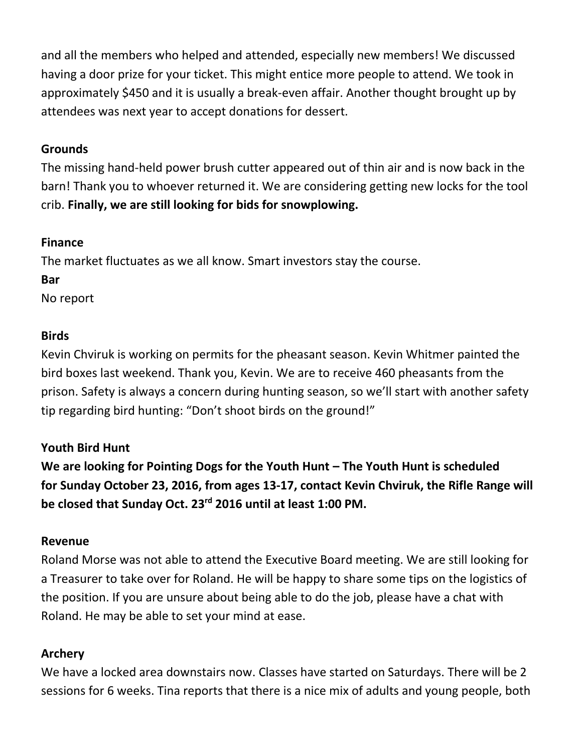and all the members who helped and attended, especially new members! We discussed having a door prize for your ticket. This might entice more people to attend. We took in approximately $450 and it is usually a break-even affair. Another thought brought up by attendees was next year to accept donations for dessert.

**Grounds**

The missing hand-held power brush cutter appeared out of thin air and is now back in the barn! Thank you to whoever returned it. We are considering getting new locks for the tool crib. **Finally, we are still looking for bids for snowplowing.**

**Finance**

The market fluctuates as we all know. Smart investors stay the course.

**Bar**

No report

**Birds**

Kevin Chviruk is working on permits for the pheasant season. Kevin Whitmer painted the bird boxes last weekend. Thank you, Kevin. We are to receive 460 pheasants from the prison. Safety is always a concern during hunting season, so we'll start with another safety tip regarding bird hunting: "Don't shoot birds on the ground!"

**Youth Bird Hunt**

**We are looking for Pointing Dogs for the Youth Hunt – The Youth Hunt is scheduled for Sunday October 23, 2016, from ages 13-17, contact Kevin Chviruk, the Rifle Range will be closed that Sunday Oct. 23rd 2016 until at least 1:00 PM.**

**Revenue**

Roland Morse was not able to attend the Executive Board meeting. We are still looking for a Treasurer to take over for Roland. He will be happy to share some tips on the logistics of the position. If you are unsure about being able to do the job, please have a chat with Roland. He may be able to set your mind at ease.

**Archery**

We have a locked area downstairs now. Classes have started on Saturdays. There will be 2 sessions for 6 weeks. Tina reports that there is a nice mix of adults and young people, both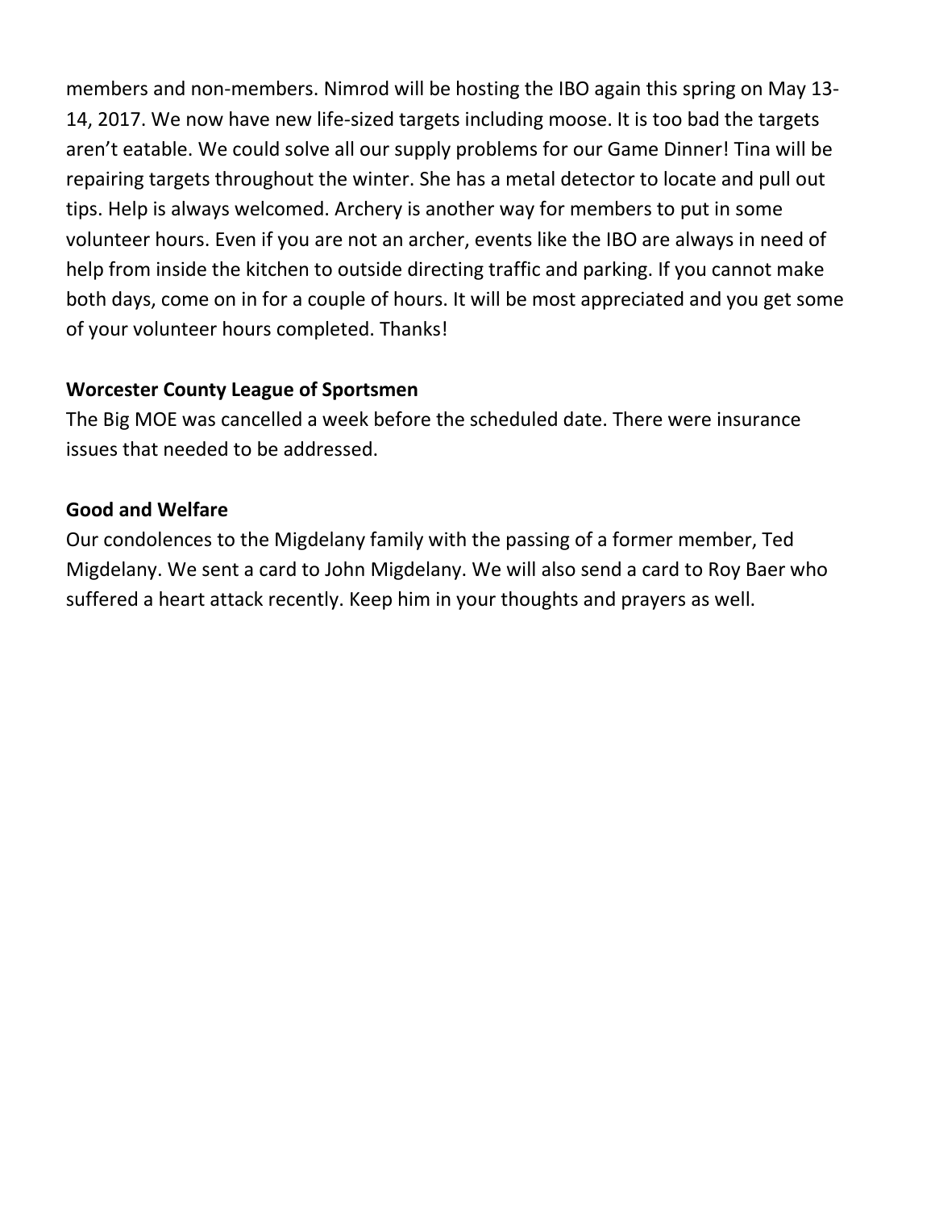members and non-members. Nimrod will be hosting the IBO again this spring on May 13-14, 2017. We now have new life-sized targets including moose. It is too bad the targets aren't eatable. We could solve all our supply problems for our Game Dinner! Tina will be repairing targets throughout the winter. She has a metal detector to locate and pull out tips. Help is always welcomed. Archery is another way for members to put in some volunteer hours. Even if you are not an archer, events like the IBO are always in need of help from inside the kitchen to outside directing traffic and parking. If you cannot make both days, come on in for a couple of hours. It will be most appreciated and you get some of your volunteer hours completed. Thanks!

**Worcester County League of Sportsmen**

The Big MOE was cancelled a week before the scheduled date. There were insurance issues that needed to be addressed.

**Good and Welfare**

Our condolences to the Migdelany family with the passing of a former member, Ted Migdelany. We sent a card to John Migdelany. We will also send a card to Roy Baer who suffered a heart attack recently. Keep him in your thoughts and prayers as well.